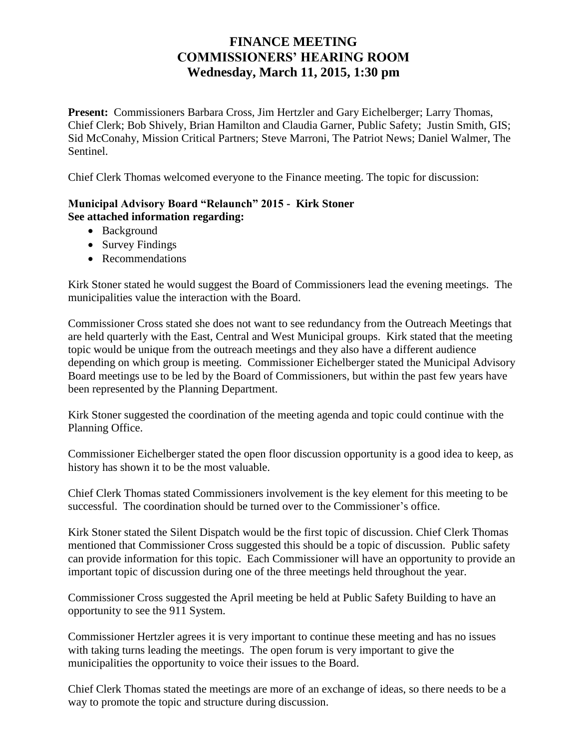# FINANCE MEETING
# COMMISSIONERS' HEARING ROOM
# Wednesday, March 11, 2015, 1:30 pm

**Present:** Commissioners Barbara Cross, Jim Hertzler and Gary Eichelberger; Larry Thomas, Chief Clerk; Bob Shively, Brian Hamilton and Claudia Garner, Public Safety; Justin Smith, GIS; Sid McConahy, Mission Critical Partners; Steve Marroni, The Patriot News; Daniel Walmer, The Sentinel.

Chief Clerk Thomas welcomed everyone to the Finance meeting. The topic for discussion:

**Municipal Advisory Board "Relaunch" 2015 - Kirk Stoner**
**See attached information regarding:**

- Background
- Survey Findings
- Recommendations

Kirk Stoner stated he would suggest the Board of Commissioners lead the evening meetings. The municipalities value the interaction with the Board.

Commissioner Cross stated she does not want to see redundancy from the Outreach Meetings that are held quarterly with the East, Central and West Municipal groups. Kirk stated that the meeting topic would be unique from the outreach meetings and they also have a different audience depending on which group is meeting. Commissioner Eichelberger stated the Municipal Advisory Board meetings use to be led by the Board of Commissioners, but within the past few years have been represented by the Planning Department.

Kirk Stoner suggested the coordination of the meeting agenda and topic could continue with the Planning Office.

Commissioner Eichelberger stated the open floor discussion opportunity is a good idea to keep, as history has shown it to be the most valuable.

Chief Clerk Thomas stated Commissioners involvement is the key element for this meeting to be successful. The coordination should be turned over to the Commissioner's office.

Kirk Stoner stated the Silent Dispatch would be the first topic of discussion. Chief Clerk Thomas mentioned that Commissioner Cross suggested this should be a topic of discussion. Public safety can provide information for this topic. Each Commissioner will have an opportunity to provide an important topic of discussion during one of the three meetings held throughout the year.

Commissioner Cross suggested the April meeting be held at Public Safety Building to have an opportunity to see the 911 System.

Commissioner Hertzler agrees it is very important to continue these meeting and has no issues with taking turns leading the meetings. The open forum is very important to give the municipalities the opportunity to voice their issues to the Board.

Chief Clerk Thomas stated the meetings are more of an exchange of ideas, so there needs to be a way to promote the topic and structure during discussion.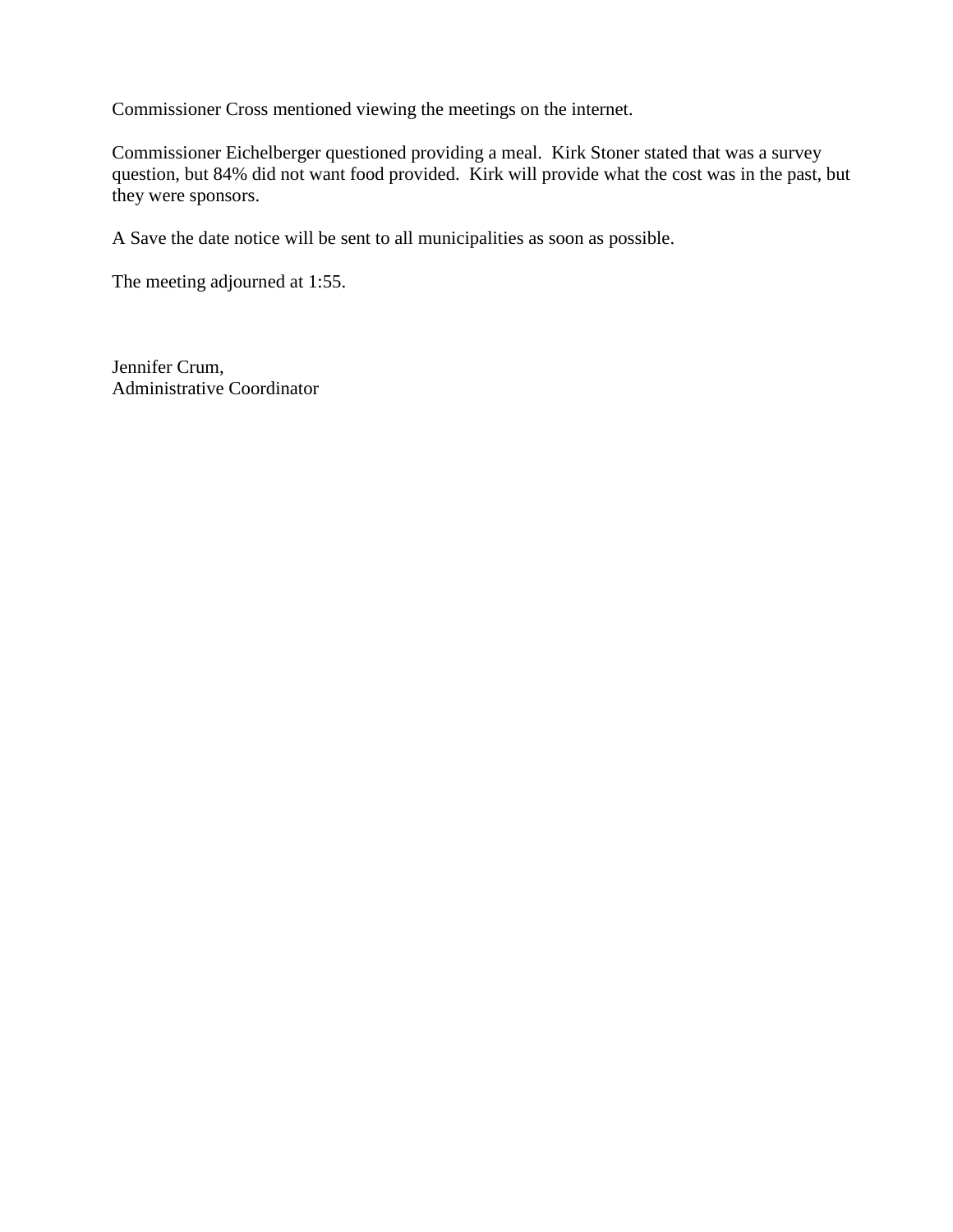Commissioner Cross mentioned viewing the meetings on the internet.

Commissioner Eichelberger questioned providing a meal. Kirk Stoner stated that was a survey question, but 84% did not want food provided. Kirk will provide what the cost was in the past, but they were sponsors.

A Save the date notice will be sent to all municipalities as soon as possible.

The meeting adjourned at 1:55.

Jennifer Crum,
Administrative Coordinator